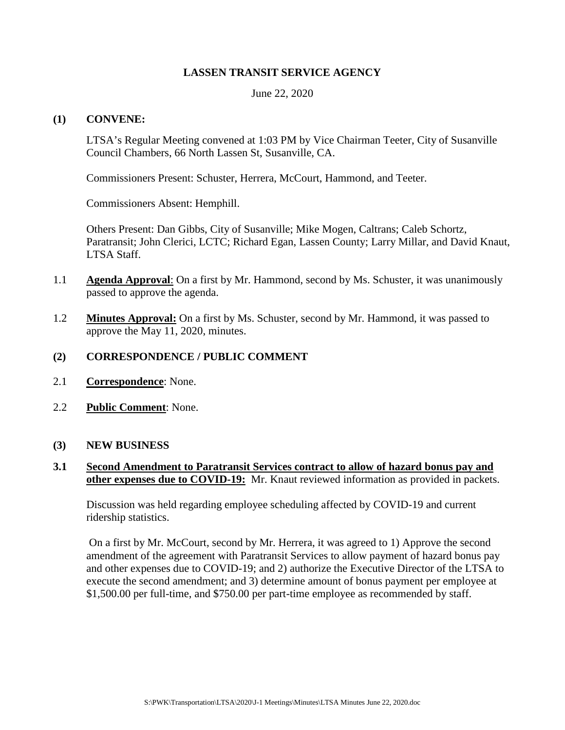# LASSEN TRANSIT SERVICE AGENCY

June 22, 2020

## (1) CONVENE:

LTSA's Regular Meeting convened at 1:03 PM by Vice Chairman Teeter, City of Susanville Council Chambers, 66 North Lassen St, Susanville, CA.

Commissioners Present: Schuster, Herrera, McCourt, Hammond, and Teeter.

Commissioners Absent: Hemphill.

Others Present: Dan Gibbs, City of Susanville; Mike Mogen, Caltrans; Caleb Schortz, Paratransit; John Clerici, LCTC; Richard Egan, Lassen County; Larry Millar, and David Knaut, LTSA Staff.

1.1 **Agenda Approval**: On a first by Mr. Hammond, second by Ms. Schuster, it was unanimously passed to approve the agenda.

1.2 **Minutes Approval:** On a first by Ms. Schuster, second by Mr. Hammond, it was passed to approve the May 11, 2020, minutes.

## (2) CORRESPONDENCE / PUBLIC COMMENT

2.1 **Correspondence**: None.

2.2 **Public Comment**: None.

## (3) NEW BUSINESS

**3.1 Second Amendment to Paratransit Services contract to allow of hazard bonus pay and other expenses due to COVID-19:** Mr. Knaut reviewed information as provided in packets.

Discussion was held regarding employee scheduling affected by COVID-19 and current ridership statistics.

On a first by Mr. McCourt, second by Mr. Herrera, it was agreed to 1) Approve the second amendment of the agreement with Paratransit Services to allow payment of hazard bonus pay and other expenses due to COVID-19; and 2) authorize the Executive Director of the LTSA to execute the second amendment; and 3) determine amount of bonus payment per employee at $1,500.00 per full-time, and $750.00 per part-time employee as recommended by staff.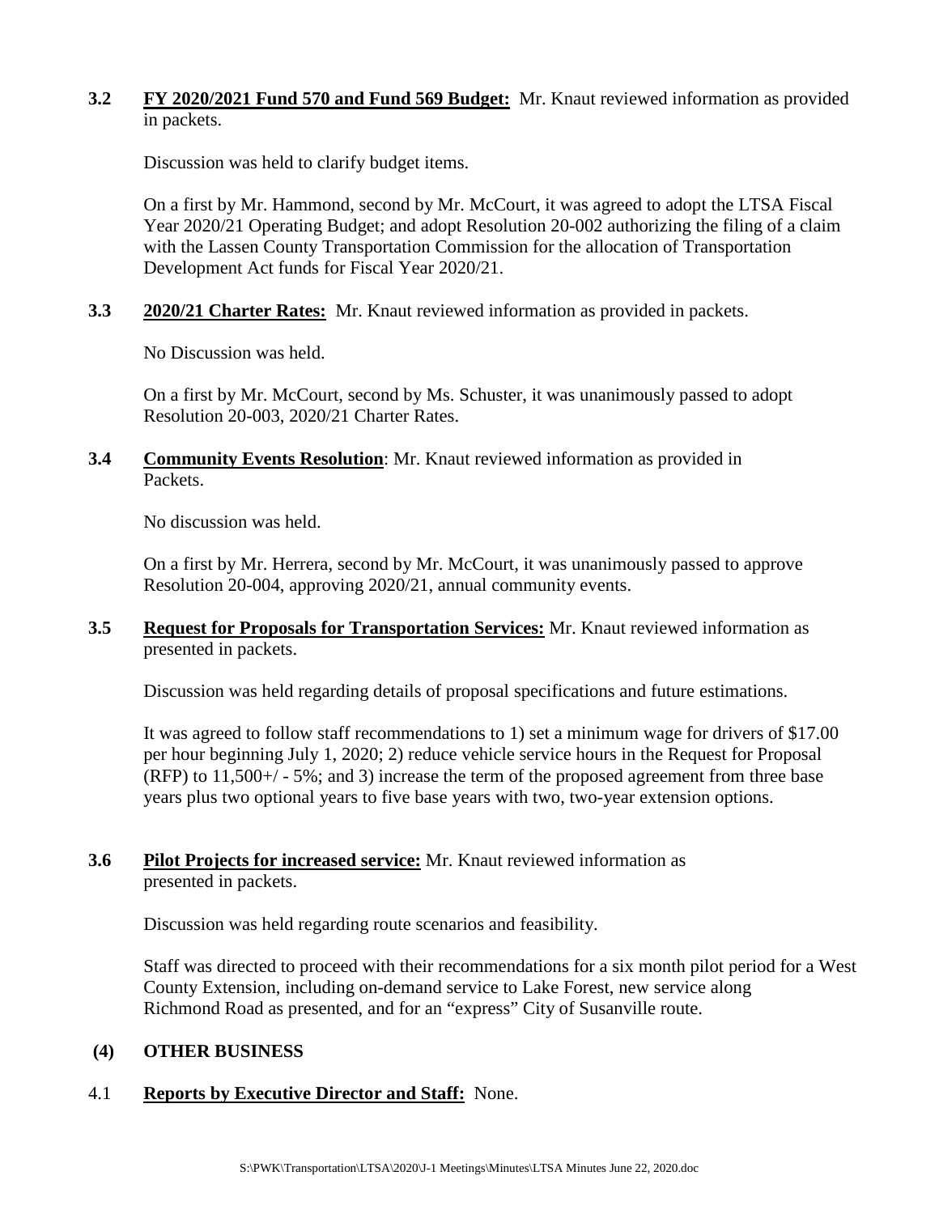**3.2 FY 2020/2021 Fund 570 and Fund 569 Budget:** Mr. Knaut reviewed information as provided in packets.

Discussion was held to clarify budget items.

On a first by Mr. Hammond, second by Mr. McCourt, it was agreed to adopt the LTSA Fiscal Year 2020/21 Operating Budget; and adopt Resolution 20-002 authorizing the filing of a claim with the Lassen County Transportation Commission for the allocation of Transportation Development Act funds for Fiscal Year 2020/21.

**3.3 2020/21 Charter Rates:** Mr. Knaut reviewed information as provided in packets.

No Discussion was held.

On a first by Mr. McCourt, second by Ms. Schuster, it was unanimously passed to adopt Resolution 20-003, 2020/21 Charter Rates.

**3.4 Community Events Resolution**: Mr. Knaut reviewed information as provided in Packets.

No discussion was held.

On a first by Mr. Herrera, second by Mr. McCourt, it was unanimously passed to approve Resolution 20-004, approving 2020/21, annual community events.

**3.5 Request for Proposals for Transportation Services:** Mr. Knaut reviewed information as presented in packets.

Discussion was held regarding details of proposal specifications and future estimations.

It was agreed to follow staff recommendations to 1) set a minimum wage for drivers of $17.00 per hour beginning July 1, 2020; 2) reduce vehicle service hours in the Request for Proposal (RFP) to 11,500+/ - 5%; and 3) increase the term of the proposed agreement from three base years plus two optional years to five base years with two, two-year extension options.

**3.6 Pilot Projects for increased service:** Mr. Knaut reviewed information as presented in packets.

Discussion was held regarding route scenarios and feasibility.

Staff was directed to proceed with their recommendations for a six month pilot period for a West County Extension, including on-demand service to Lake Forest, new service along Richmond Road as presented, and for an "express" City of Susanville route.

**(4) OTHER BUSINESS**

4.1 **Reports by Executive Director and Staff:** None.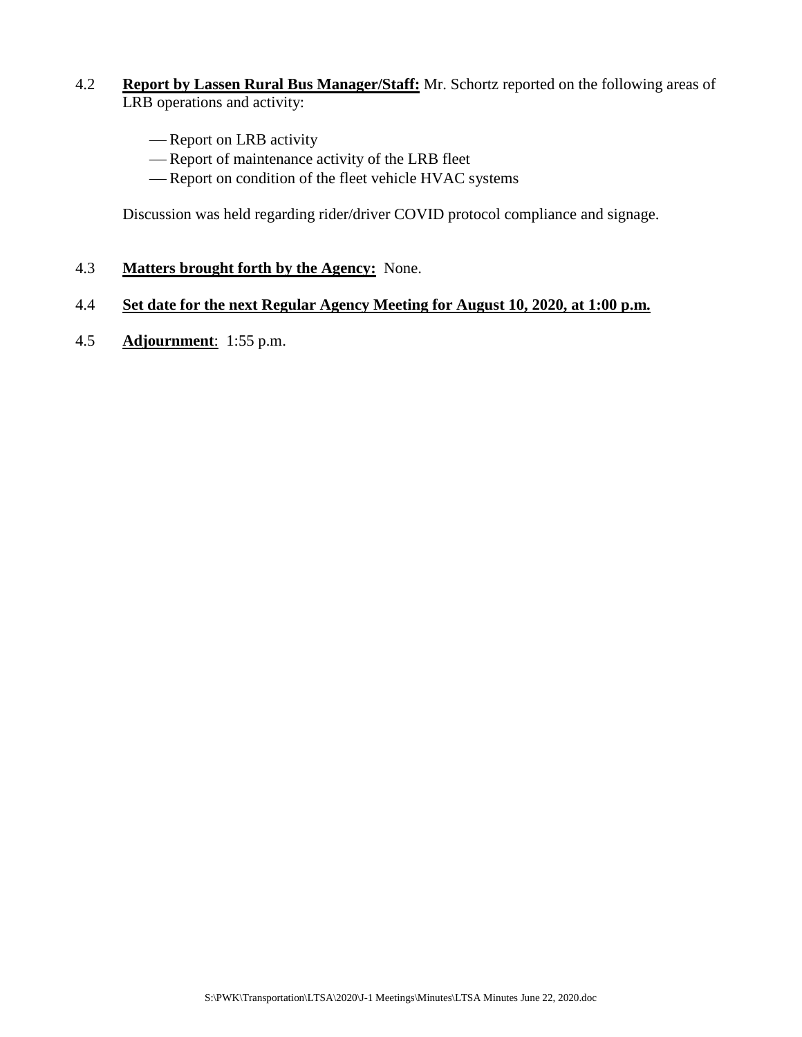4.2 **Report by Lassen Rural Bus Manager/Staff:** Mr. Schortz reported on the following areas of LRB operations and activity:

- Report on LRB activity
- Report of maintenance activity of the LRB fleet
- Report on condition of the fleet vehicle HVAC systems

Discussion was held regarding rider/driver COVID protocol compliance and signage.

4.3 **Matters brought forth by the Agency:** None.

4.4 **Set date for the next Regular Agency Meeting for August 10, 2020, at 1:00 p.m.**

4.5 **Adjournment**: 1:55 p.m.

S:\PWK\Transportation\LTSA\2020\J-1 Meetings\Minutes\LTSA Minutes June 22, 2020.doc